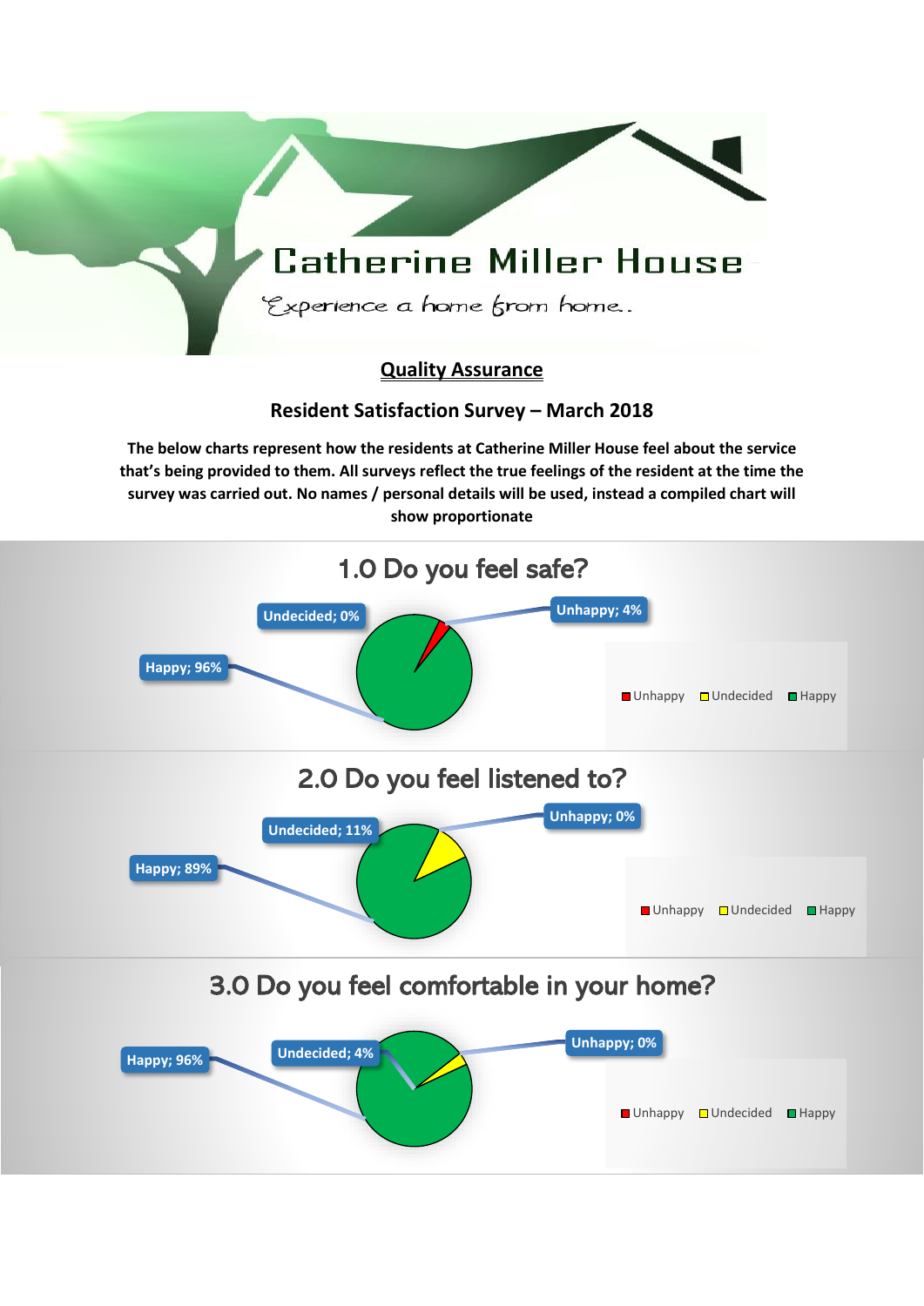# Catherine Miller House

*Experience a home from home..*

## Quality Assurance

### Resident Satisfaction Survey – March 2018

**The below charts represent how the residents at Catherine Miller House feel about the service that's being provided to them. All surveys reflect the true feelings of the resident at the time the survey was carried out. No names / personal details will be used, instead a compiled chart will show proportionate**

### 1.0 Do you feel safe?

Unhappy; 4%
Undecided; 0%
Happy; 96%

Unhappy | Undecided | Happy

### 2.0 Do you feel listened to?

Unhappy; 0%
Undecided; 11%
Happy; 89%

Unhappy | Undecided | Happy

### 3.0 Do you feel comfortable in your home?

Unhappy; 0%
Undecided; 4%
Happy; 96%

Unhappy | Undecided | Happy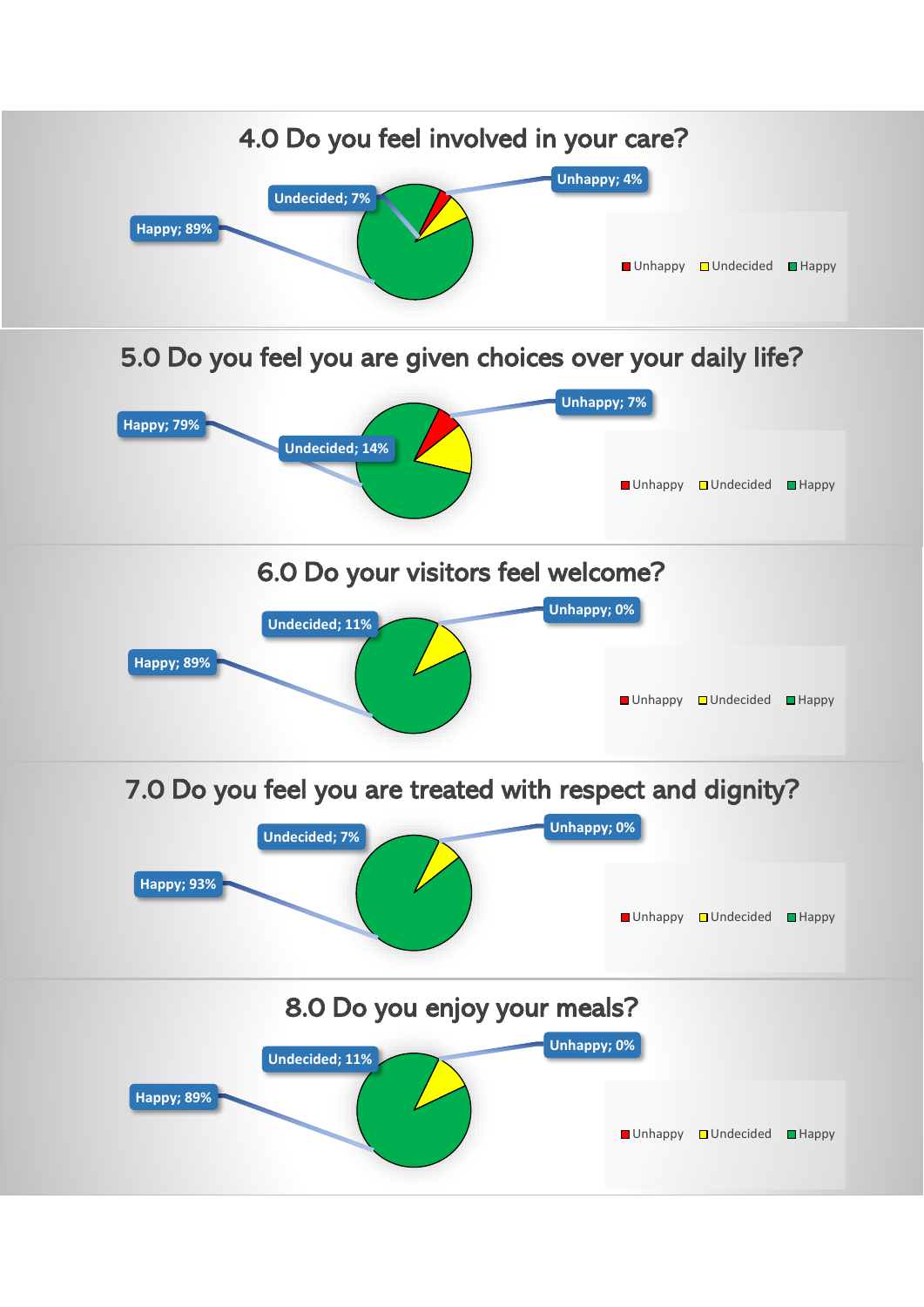## 4.0 Do you feel involved in your care?

Unhappy; 4%

Undecided; 7%

Happy; 89%

Unhappy | Undecided | Happy

## 5.0 Do you feel you are given choices over your daily life?

Unhappy; 7%

Happy; 79%

Undecided; 14%

Unhappy | Undecided | Happy

## 6.0 Do your visitors feel welcome?

Unhappy; 0%

Undecided; 11%

Happy; 89%

Unhappy | Undecided | Happy

## 7.0 Do you feel you are treated with respect and dignity?

Unhappy; 0%

Undecided; 7%

Happy; 93%

Unhappy | Undecided | Happy

## 8.0 Do you enjoy your meals?

Unhappy; 0%

Undecided; 11%

Happy; 89%

Unhappy | Undecided | Happy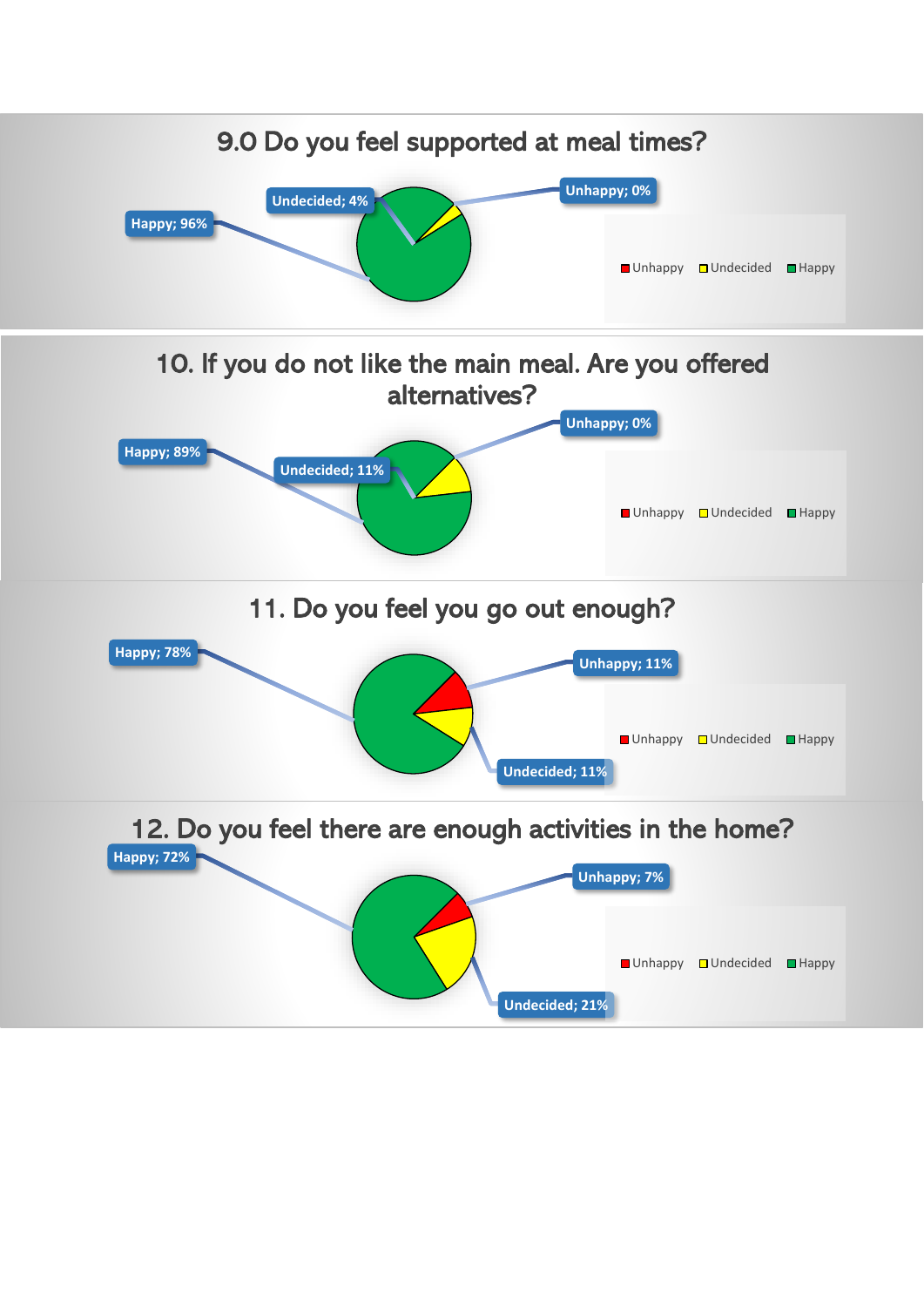## 9.0 Do you feel supported at meal times?

Happy; 96%

Undecided; 4%

Unhappy; 0%

Unhappy Undecided Happy

## 10. If you do not like the main meal. Are you offered alternatives?

Happy; 89%

Undecided; 11%

Unhappy; 0%

Unhappy Undecided Happy

## 11. Do you feel you go out enough?

Happy; 78%

Unhappy; 11%

Undecided; 11%

Unhappy Undecided Happy

## 12. Do you feel there are enough activities in the home?

Happy; 72%

Unhappy; 7%

Undecided; 21%

Unhappy Undecided Happy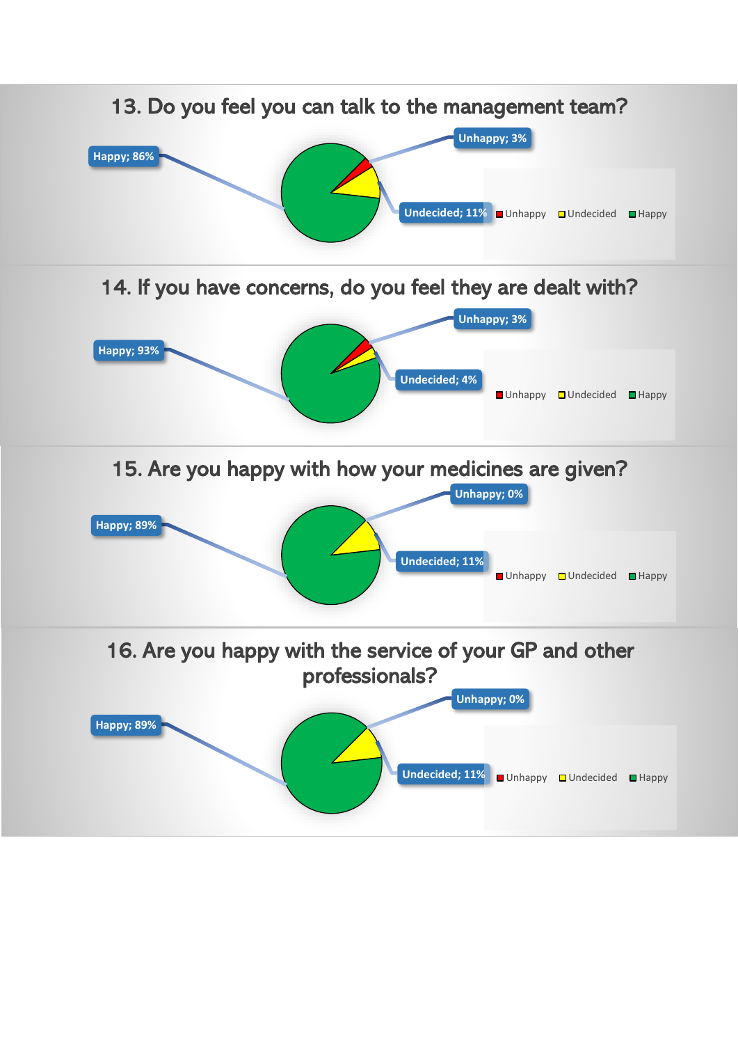## 13. Do you feel you can talk to the management team?

Happy; 86%

Unhappy; 3%

Undecided; 11%

Unhappy Undecided Happy

## 14. If you have concerns, do you feel they are dealt with?

Happy; 93%

Unhappy; 3%

Undecided; 4%

Unhappy Undecided Happy

## 15. Are you happy with how your medicines are given?

Happy; 89%

Unhappy; 0%

Undecided; 11%

Unhappy Undecided Happy

## 16. Are you happy with the service of your GP and other professionals?

Happy; 89%

Unhappy; 0%

Undecided; 11%

Unhappy Undecided Happy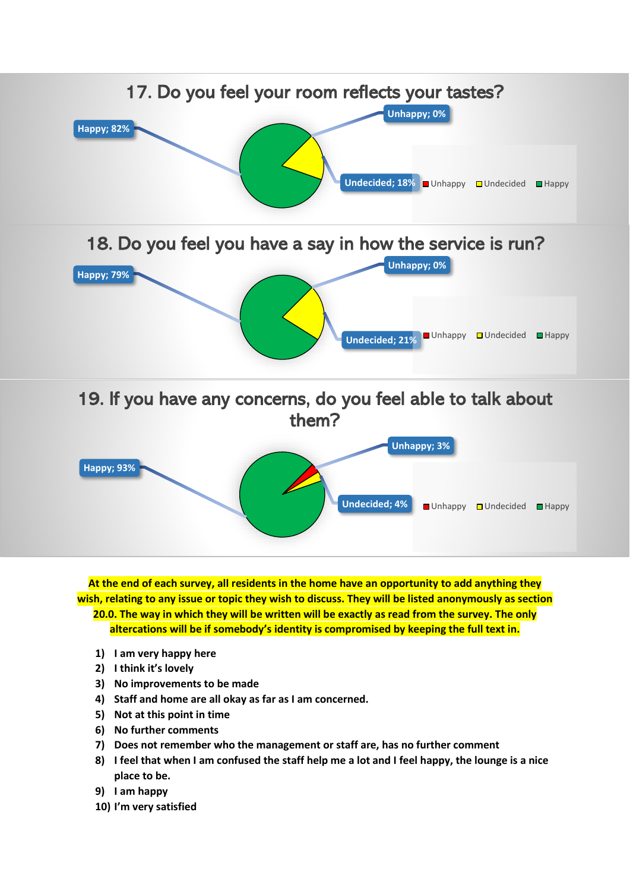## 17. Do you feel your room reflects your tastes?

Happy; 82%

Unhappy; 0%

Undecided; 18%

Unhappy Undecided Happy

## 18. Do you feel you have a say in how the service is run?

Happy; 79%

Unhappy; 0%

Undecided; 21%

Unhappy Undecided Happy

## 19. If you have any concerns, do you feel able to talk about them?

Happy; 93%

Unhappy; 3%

Undecided; 4%

Unhappy Undecided Happy

**At the end of each survey, all residents in the home have an opportunity to add anything they wish, relating to any issue or topic they wish to discuss. They will be listed anonymously as section 20.0. The way in which they will be written will be exactly as read from the survey. The only altercations will be if somebody's identity is compromised by keeping the full text in.**

1) **I am very happy here**
2) **I think it's lovely**
3) **No improvements to be made**
4) **Staff and home are all okay as far as I am concerned.**
5) **Not at this point in time**
6) **No further comments**
7) **Does not remember who the management or staff are, has no further comment**
8) **I feel that when I am confused the staff help me a lot and I feel happy, the lounge is a nice place to be.**
9) **I am happy**
10) **I'm very satisfied**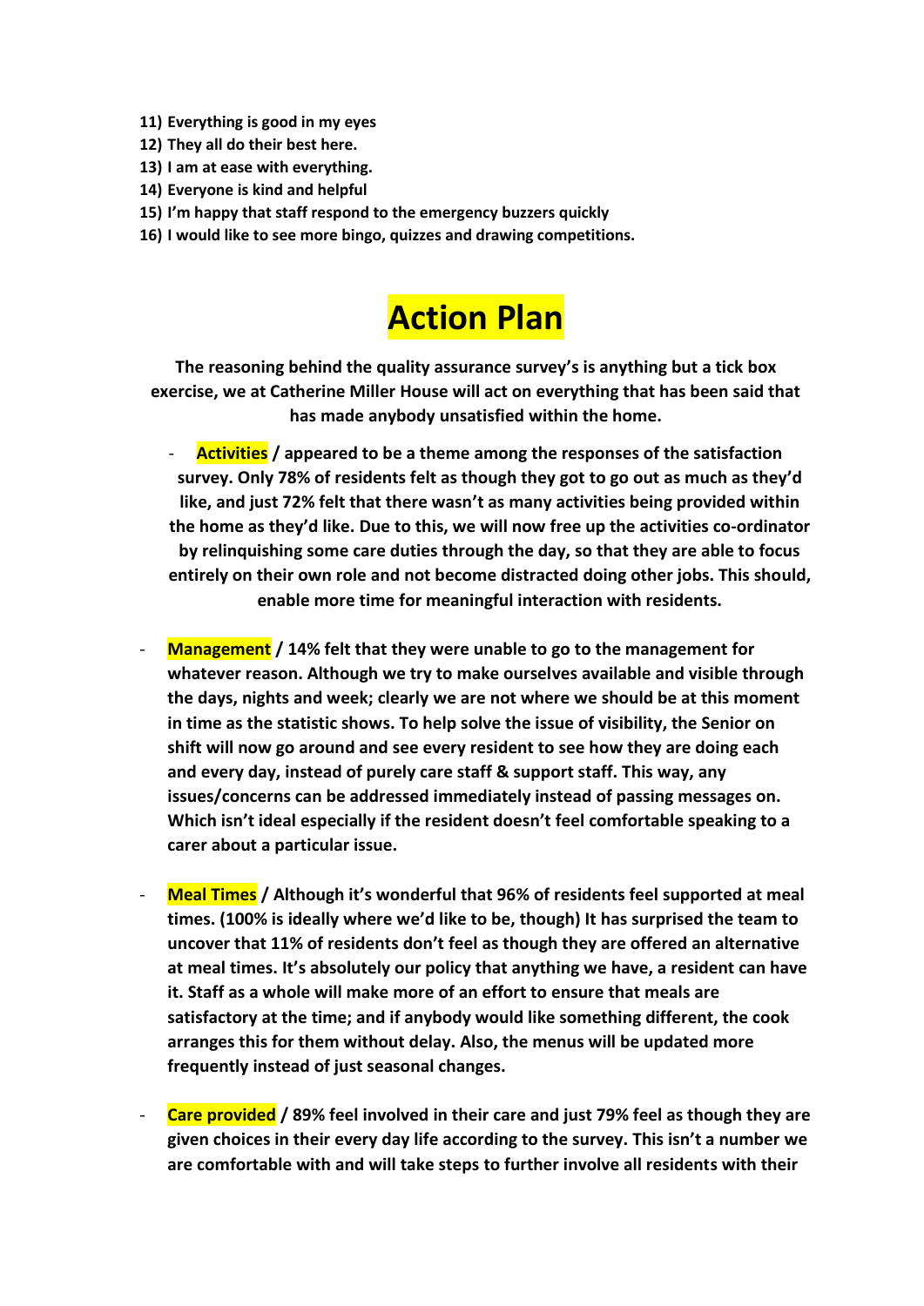11) **Everything is good in my eyes**
12) **They all do their best here.**
13) **I am at ease with everything.**
14) **Everyone is kind and helpful**
15) **I'm happy that staff respond to the emergency buzzers quickly**
16) **I would like to see more bingo, quizzes and drawing competitions.**

# Action Plan

**The reasoning behind the quality assurance survey's is anything but a tick box exercise, we at Catherine Miller House will act on everything that has been said that has made anybody unsatisfied within the home.**

- **Activities / appeared to be a theme among the responses of the satisfaction survey. Only 78% of residents felt as though they got to go out as much as they'd like, and just 72% felt that there wasn't as many activities being provided within the home as they'd like. Due to this, we will now free up the activities co-ordinator by relinquishing some care duties through the day, so that they are able to focus entirely on their own role and not become distracted doing other jobs. This should, enable more time for meaningful interaction with residents.**

- **Management / 14% felt that they were unable to go to the management for whatever reason. Although we try to make ourselves available and visible through the days, nights and week; clearly we are not where we should be at this moment in time as the statistic shows. To help solve the issue of visibility, the Senior on shift will now go around and see every resident to see how they are doing each and every day, instead of purely care staff & support staff. This way, any issues/concerns can be addressed immediately instead of passing messages on. Which isn't ideal especially if the resident doesn't feel comfortable speaking to a carer about a particular issue.**

- **Meal Times / Although it's wonderful that 96% of residents feel supported at meal times. (100% is ideally where we'd like to be, though) It has surprised the team to uncover that 11% of residents don't feel as though they are offered an alternative at meal times. It's absolutely our policy that anything we have, a resident can have it. Staff as a whole will make more of an effort to ensure that meals are satisfactory at the time; and if anybody would like something different, the cook arranges this for them without delay. Also, the menus will be updated more frequently instead of just seasonal changes.**

- **Care provided / 89% feel involved in their care and just 79% feel as though they are given choices in their every day life according to the survey. This isn't a number we are comfortable with and will take steps to further involve all residents with their**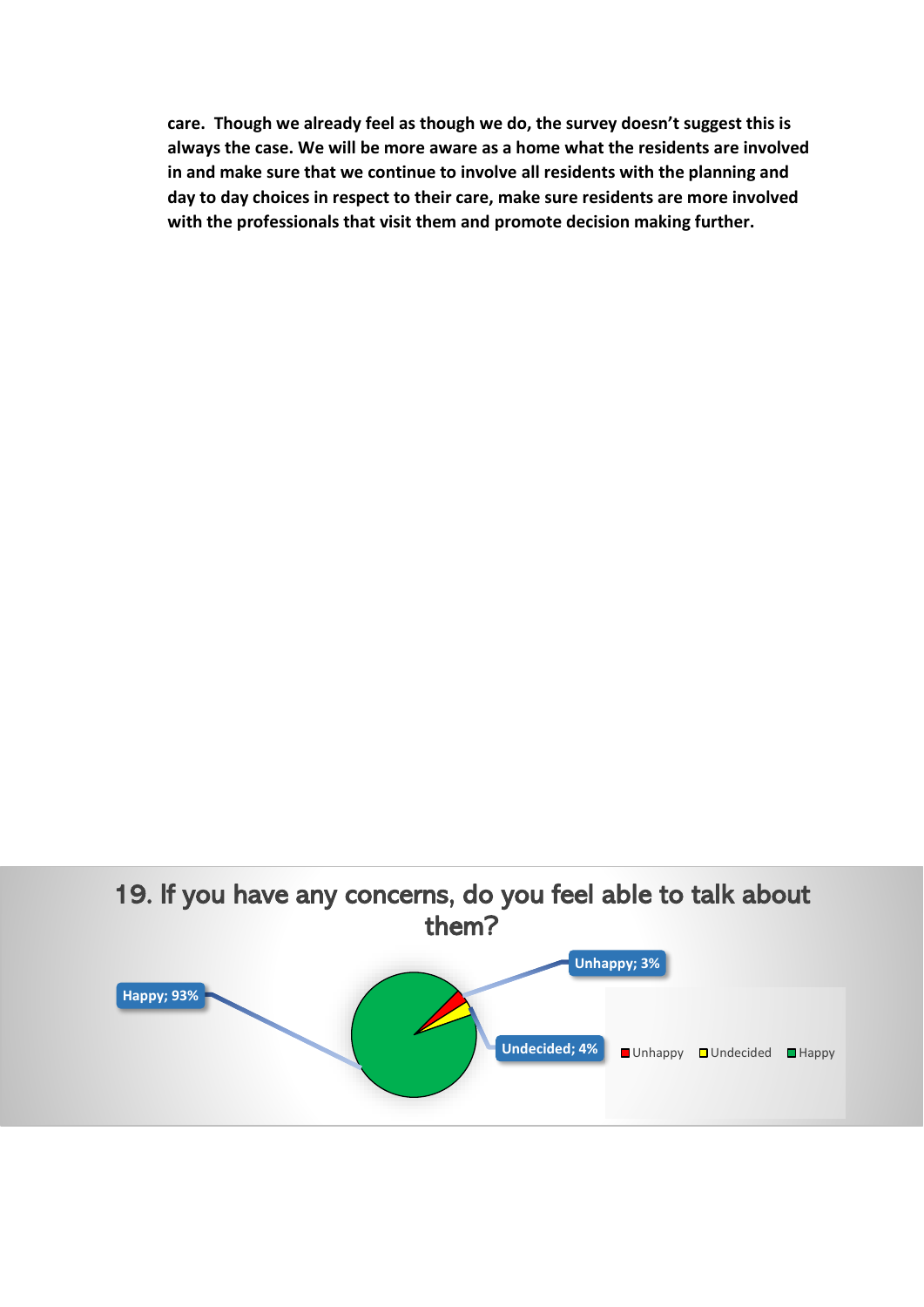**care. Though we already feel as though we do, the survey doesn't suggest this is always the case. We will be more aware as a home what the residents are involved in and make sure that we continue to involve all residents with the planning and day to day choices in respect to their care, make sure residents are more involved with the professionals that visit them and promote decision making further.**

19. If you have any concerns, do you feel able to talk about them?

Happy; 93%

Unhappy; 3%

Undecided; 4%

Unhappy Undecided Happy